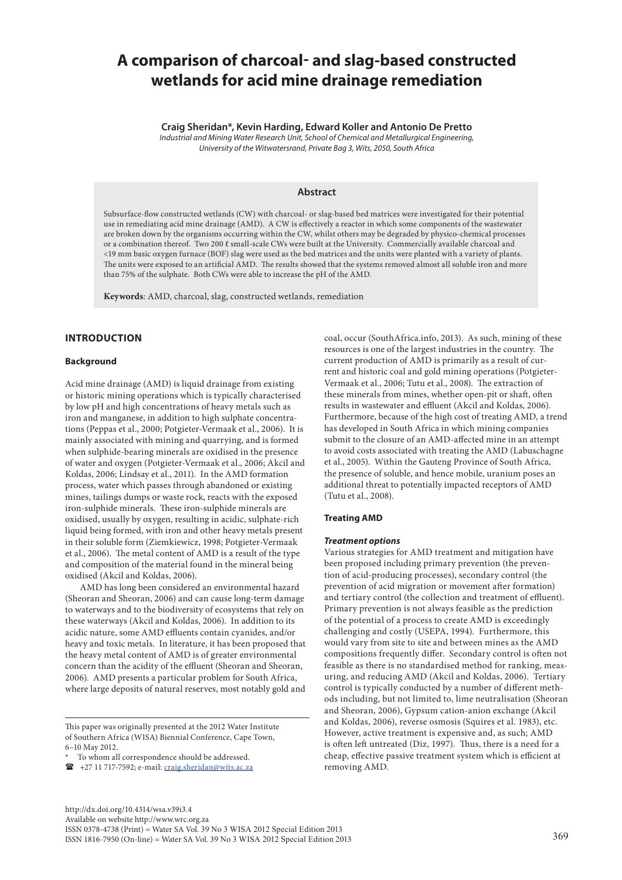# A comparison of charcoal- and slag-based constructed wetlands for acid mine drainage remediation

**Craig Sheridan\*, Kevin Harding, Edward Koller and Antonio De Pretto**

*Industrial and Mining Water Research Unit, School of Chemical and Metallurgical Engineering, University of the Witwatersrand, Private Bag 3, Wits, 2050, South Africa*

## Abstract

Subsurface-flow constructed wetlands (CW) with charcoal- or slag-based bed matrices were investigated for their potential use in remediating acid mine drainage (AMD). A CW is effectively a reactor in which some components of the wastewater are broken down by the organisms occurring within the CW, whilst others may be degraded by physico-chemical processes or a combination thereof. Two 200 ℓ small-scale CWs were built at the University. Commercially available charcoal and <19 mm basic oxygen furnace (BOF) slag were used as the bed matrices and the units were planted with a variety of plants. The units were exposed to an artificial AMD. The results showed that the systems removed almost all soluble iron and more than 75% of the sulphate. Both CWs were able to increase the pH of the AMD.

**Keywords**: AMD, charcoal, slag, constructed wetlands, remediation

## INTRODUCTION

### Background

Acid mine drainage (AMD) is liquid drainage from existing or historic mining operations which is typically characterised by low pH and high concentrations of heavy metals such as iron and manganese, in addition to high sulphate concentrations (Peppas et al., 2000; Potgieter-Vermaak et al., 2006). It is mainly associated with mining and quarrying, and is formed when sulphide-bearing minerals are oxidised in the presence of water and oxygen (Potgieter-Vermaak et al., 2006; Akcil and Koldas, 2006; Lindsay et al., 2011). In the AMD formation process, water which passes through abandoned or existing mines, tailings dumps or waste rock, reacts with the exposed iron-sulphide minerals. These iron-sulphide minerals are oxidised, usually by oxygen, resulting in acidic, sulphate-rich liquid being formed, with iron and other heavy metals present in their soluble form (Ziemkiewicz, 1998; Potgieter-Vermaak et al., 2006). The metal content of AMD is a result of the type and composition of the material found in the mineral being oxidised (Akcil and Koldas, 2006).

AMD has long been considered an environmental hazard (Sheoran and Sheoran, 2006) and can cause long-term damage to waterways and to the biodiversity of ecosystems that rely on these waterways (Akcil and Koldas, 2006). In addition to its acidic nature, some AMD effluents contain cyanides, and/or heavy and toxic metals. In literature, it has been proposed that the heavy metal content of AMD is of greater environmental concern than the acidity of the effluent (Sheoran and Sheoran, 2006). AMD presents a particular problem for South Africa, where large deposits of natural reserves, most notably gold and coal, occur (SouthAfrica.info, 2013). As such, mining of these resources is one of the largest industries in the country. The current production of AMD is primarily as a result of current and historic coal and gold mining operations (Potgieter-Vermaak et al., 2006; Tutu et al., 2008). The extraction of these minerals from mines, whether open-pit or shaft, often results in wastewater and effluent (Akcil and Koldas, 2006). Furthermore, because of the high cost of treating AMD, a trend has developed in South Africa in which mining companies submit to the closure of an AMD-affected mine in an attempt to avoid costs associated with treating the AMD (Labuschagne et al., 2005). Within the Gauteng Province of South Africa, the presence of soluble, and hence mobile, uranium poses an additional threat to potentially impacted receptors of AMD (Tutu et al., 2008).

### Treating AMD

#### *Treatment options*

Various strategies for AMD treatment and mitigation have been proposed including primary prevention (the prevention of acid-producing processes), secondary control (the prevention of acid migration or movement after formation) and tertiary control (the collection and treatment of effluent). Primary prevention is not always feasible as the prediction of the potential of a process to create AMD is exceedingly challenging and costly (USEPA, 1994). Furthermore, this would vary from site to site and between mines as the AMD compositions frequently differ. Secondary control is often not feasible as there is no standardised method for ranking, measuring, and reducing AMD (Akcil and Koldas, 2006). Tertiary control is typically conducted by a number of different methods including, but not limited to, lime neutralisation (Sheoran and Sheoran, 2006), Gypsum cation-anion exchange (Akcil and Koldas, 2006), reverse osmosis (Squires et al. 1983), etc. However, active treatment is expensive and, as such; AMD is often left untreated (Diz, 1997). Thus, there is a need for a cheap, effective passive treatment system which is efficient at removing AMD.

---

This paper was originally presented at the 2012 Water Institute of Southern Africa (WISA) Biennial Conference, Cape Town, 6–10 May 2012.

\* To whom all correspondence should be addressed.

☎ +27 11 717-7592; e-mail: craig.sheridan@wits.ac.za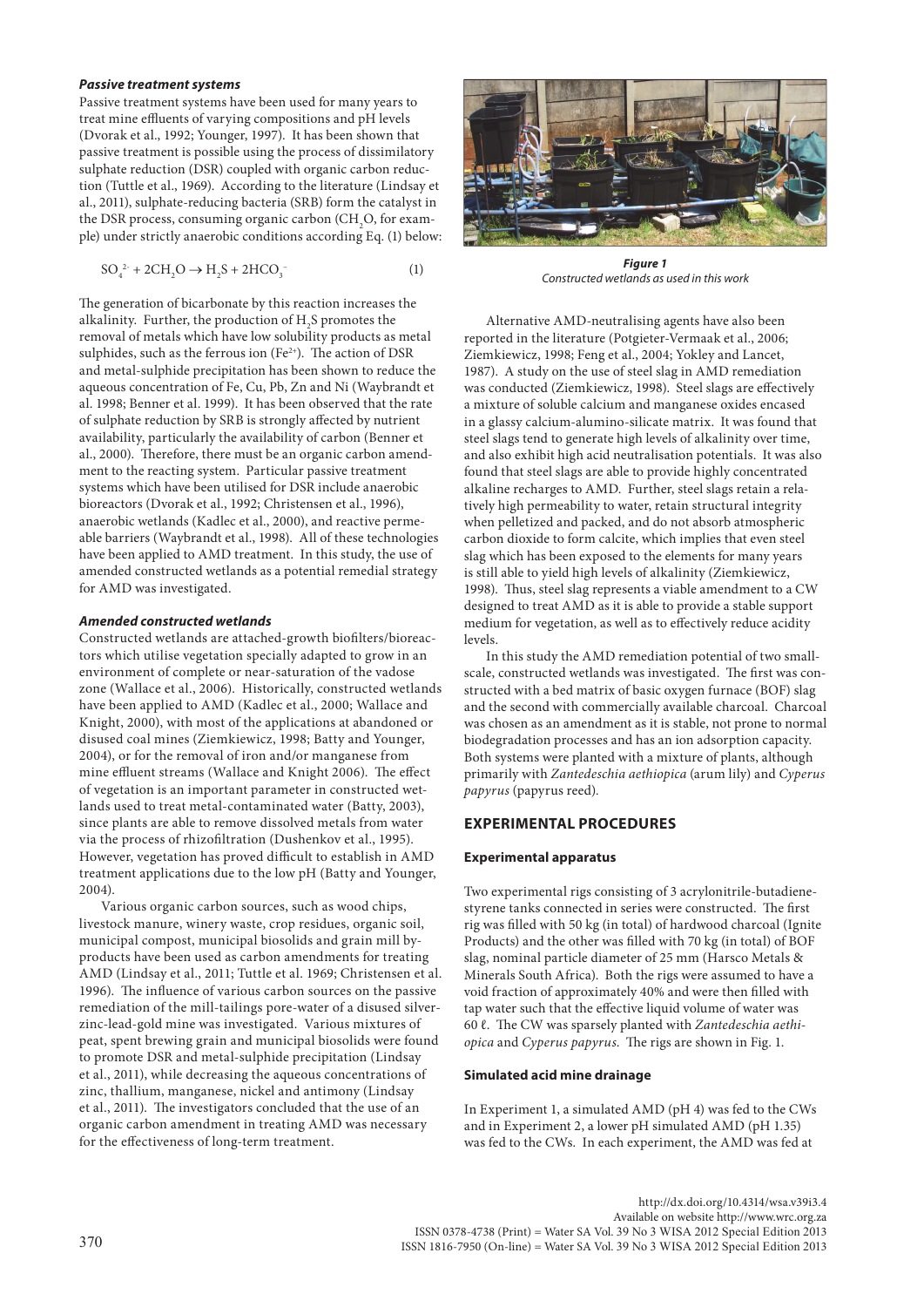### *Passive treatment systems*

Passive treatment systems have been used for many years to treat mine effluents of varying compositions and pH levels (Dvorak et al., 1992; Younger, 1997). It has been shown that passive treatment is possible using the process of dissimilatory sulphate reduction (DSR) coupled with organic carbon reduction (Tuttle et al., 1969). According to the literature (Lindsay et al., 2011), sulphate-reducing bacteria (SRB) form the catalyst in the DSR process, consuming organic carbon ($CH_2O$, for example) under strictly anaerobic conditions according Eq. (1) below:

$$SO_4^{2-} + 2CH_2O \rightarrow H_2S + 2HCO_3^- \quad (1)$$

The generation of bicarbonate by this reaction increases the alkalinity. Further, the production of $H_2S$ promotes the removal of metals which have low solubility products as metal sulphides, such as the ferrous ion ($Fe^{2+}$). The action of DSR and metal-sulphide precipitation has been shown to reduce the aqueous concentration of Fe, Cu, Pb, Zn and Ni (Waybrandt et al. 1998; Benner et al. 1999). It has been observed that the rate of sulphate reduction by SRB is strongly affected by nutrient availability, particularly the availability of carbon (Benner et al., 2000). Therefore, there must be an organic carbon amendment to the reacting system. Particular passive treatment systems which have been utilised for DSR include anaerobic bioreactors (Dvorak et al., 1992; Christensen et al., 1996), anaerobic wetlands (Kadlec et al., 2000), and reactive permeable barriers (Waybrandt et al., 1998). All of these technologies have been applied to AMD treatment. In this study, the use of amended constructed wetlands as a potential remedial strategy for AMD was investigated.

### *Amended constructed wetlands*

Constructed wetlands are attached-growth biofilters/bioreactors which utilise vegetation specially adapted to grow in an environment of complete or near-saturation of the vadose zone (Wallace et al., 2006). Historically, constructed wetlands have been applied to AMD (Kadlec et al., 2000; Wallace and Knight, 2000), with most of the applications at abandoned or disused coal mines (Ziemkiewicz, 1998; Batty and Younger, 2004), or for the removal of iron and/or manganese from mine effluent streams (Wallace and Knight 2006). The effect of vegetation is an important parameter in constructed wetlands used to treat metal-contaminated water (Batty, 2003), since plants are able to remove dissolved metals from water via the process of rhizofiltration (Dushenkov et al., 1995). However, vegetation has proved difficult to establish in AMD treatment applications due to the low pH (Batty and Younger, 2004).

Various organic carbon sources, such as wood chips, livestock manure, winery waste, crop residues, organic soil, municipal compost, municipal biosolids and grain mill by-products have been used as carbon amendments for treating AMD (Lindsay et al., 2011; Tuttle et al. 1969; Christensen et al. 1996). The influence of various carbon sources on the passive remediation of the mill-tailings pore-water of a disused silver-zinc-lead-gold mine was investigated. Various mixtures of peat, spent brewing grain and municipal biosolids were found to promote DSR and metal-sulphide precipitation (Lindsay et al., 2011), while decreasing the aqueous concentrations of zinc, thallium, manganese, nickel and antimony (Lindsay et al., 2011). The investigators concluded that the use of an organic carbon amendment in treating AMD was necessary for the effectiveness of long-term treatment.

***Figure 1***
*Constructed wetlands as used in this work*

Alternative AMD-neutralising agents have also been reported in the literature (Potgieter-Vermaak et al., 2006; Ziemkiewicz, 1998; Feng et al., 2004; Yokley and Lancet, 1987). A study on the use of steel slag in AMD remediation was conducted (Ziemkiewicz, 1998). Steel slags are effectively a mixture of soluble calcium and manganese oxides encased in a glassy calcium-alumino-silicate matrix. It was found that steel slags tend to generate high levels of alkalinity over time, and also exhibit high acid neutralisation potentials. It was also found that steel slags are able to provide highly concentrated alkaline recharges to AMD. Further, steel slags retain a relatively high permeability to water, retain structural integrity when pelletized and packed, and do not absorb atmospheric carbon dioxide to form calcite, which implies that even steel slag which has been exposed to the elements for many years is still able to yield high levels of alkalinity (Ziemkiewicz, 1998). Thus, steel slag represents a viable amendment to a CW designed to treat AMD as it is able to provide a stable support medium for vegetation, as well as to effectively reduce acidity levels.

In this study the AMD remediation potential of two small-scale, constructed wetlands was investigated. The first was constructed with a bed matrix of basic oxygen furnace (BOF) slag and the second with commercially available charcoal. Charcoal was chosen as an amendment as it is stable, not prone to normal biodegradation processes and has an ion adsorption capacity. Both systems were planted with a mixture of plants, although primarily with *Zantedeschia aethiopica* (arum lily) and *Cyperus papyrus* (papyrus reed).

## EXPERIMENTAL PROCEDURES

### Experimental apparatus

Two experimental rigs consisting of 3 acrylonitrile-butadiene-styrene tanks connected in series were constructed. The first rig was filled with 50 kg (in total) of hardwood charcoal (Ignite Products) and the other was filled with 70 kg (in total) of BOF slag, nominal particle diameter of 25 mm (Harsco Metals & Minerals South Africa). Both the rigs were assumed to have a void fraction of approximately 40% and were then filled with tap water such that the effective liquid volume of water was 60 ℓ. The CW was sparsely planted with *Zantedeschia aethiopica* and *Cyperus papyrus*. The rigs are shown in Fig. 1.

### Simulated acid mine drainage

In Experiment 1, a simulated AMD (pH 4) was fed to the CWs and in Experiment 2, a lower pH simulated AMD (pH 1.35) was fed to the CWs. In each experiment, the AMD was fed at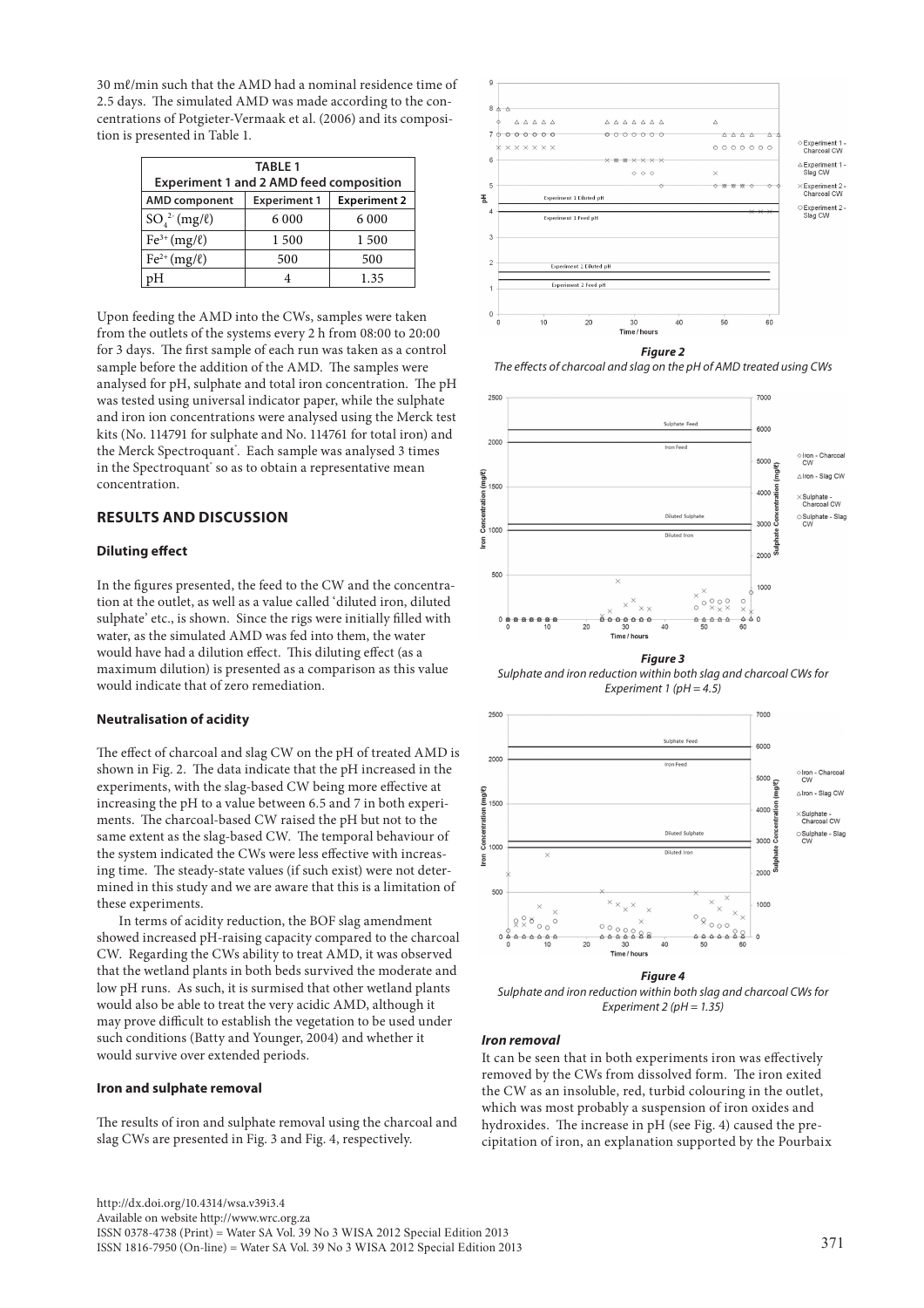30 mℓ/min such that the AMD had a nominal residence time of 2.5 days. The simulated AMD was made according to the concentrations of Potgieter-Vermaak et al. (2006) and its composition is presented in Table 1.

| TABLE 1 | | |
|---|---|---|
| **Experiment 1 and 2 AMD feed composition** | | |
| **AMD component** | **Experiment 1** | **Experiment 2** |
| $SO_4^{2-}$ (mg/ℓ) | 6 000 | 6 000 |
| $Fe^{3+}$ (mg/ℓ) | 1 500 | 1 500 |
| $Fe^{2+}$ (mg/ℓ) | 500 | 500 |
| pH | 4 | 1.35 |

Upon feeding the AMD into the CWs, samples were taken from the outlets of the systems every 2 h from 08:00 to 20:00 for 3 days. The first sample of each run was taken as a control sample before the addition of the AMD. The samples were analysed for pH, sulphate and total iron concentration. The pH was tested using universal indicator paper, while the sulphate and iron ion concentrations were analysed using the Merck test kits (No. 114791 for sulphate and No. 114761 for total iron) and the Merck Spectroquant®. Each sample was analysed 3 times in the Spectroquant® so as to obtain a representative mean concentration.

## RESULTS AND DISCUSSION

### Diluting effect

In the figures presented, the feed to the CW and the concentration at the outlet, as well as a value called 'diluted iron, diluted sulphate' etc., is shown. Since the rigs were initially filled with water, as the simulated AMD was fed into them, the water would have had a dilution effect. This diluting effect (as a maximum dilution) is presented as a comparison as this value would indicate that of zero remediation.

### Neutralisation of acidity

The effect of charcoal and slag CW on the pH of treated AMD is shown in Fig. 2. The data indicate that the pH increased in the experiments, with the slag-based CW being more effective at increasing the pH to a value between 6.5 and 7 in both experiments. The charcoal-based CW raised the pH but not to the same extent as the slag-based CW. The temporal behaviour of the system indicated the CWs were less effective with increasing time. The steady-state values (if such exist) were not determined in this study and we are aware that this is a limitation of these experiments.

In terms of acidity reduction, the BOF slag amendment showed increased pH-raising capacity compared to the charcoal CW. Regarding the CWs ability to treat AMD, it was observed that the wetland plants in both beds survived the moderate and low pH runs. As such, it is surmised that other wetland plants would also be able to treat the very acidic AMD, although it may prove difficult to establish the vegetation to be used under such conditions (Batty and Younger, 2004) and whether it would survive over extended periods.

### Iron and sulphate removal

The results of iron and sulphate removal using the charcoal and slag CWs are presented in Fig. 3 and Fig. 4, respectively.

***Figure 2***
*The effects of charcoal and slag on the pH of AMD treated using CWs*

***Figure 3***
*Sulphate and iron reduction within both slag and charcoal CWs for Experiment 1 (pH = 4.5)*

***Figure 4***
*Sulphate and iron reduction within both slag and charcoal CWs for Experiment 2 (pH = 1.35)*

#### *Iron removal*

It can be seen that in both experiments iron was effectively removed by the CWs from dissolved form. The iron exited the CW as an insoluble, red, turbid colouring in the outlet, which was most probably a suspension of iron oxides and hydroxides. The increase in pH (see Fig. 4) caused the precipitation of iron, an explanation supported by the Pourbaix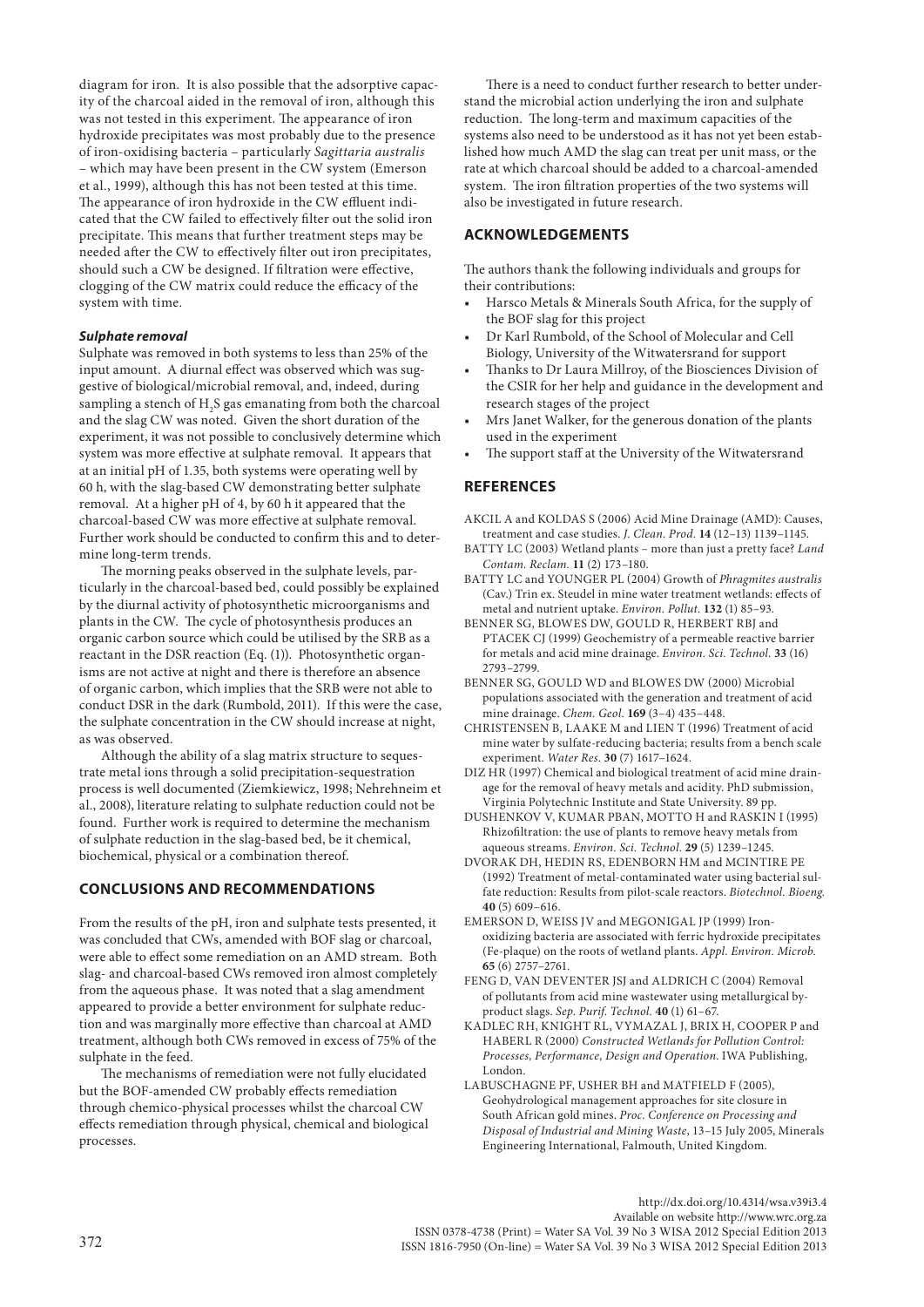diagram for iron. It is also possible that the adsorptive capacity of the charcoal aided in the removal of iron, although this was not tested in this experiment. The appearance of iron hydroxide precipitates was most probably due to the presence of iron-oxidising bacteria – particularly *Sagittaria australis* – which may have been present in the CW system (Emerson et al., 1999), although this has not been tested at this time. The appearance of iron hydroxide in the CW effluent indicated that the CW failed to effectively filter out the solid iron precipitate. This means that further treatment steps may be needed after the CW to effectively filter out iron precipitates, should such a CW be designed. If filtration were effective, clogging of the CW matrix could reduce the efficacy of the system with time.

#### *Sulphate removal*

Sulphate was removed in both systems to less than 25% of the input amount. A diurnal effect was observed which was suggestive of biological/microbial removal, and, indeed, during sampling a stench of $H_2S$ gas emanating from both the charcoal and the slag CW was noted. Given the short duration of the experiment, it was not possible to conclusively determine which system was more effective at sulphate removal. It appears that at an initial pH of 1.35, both systems were operating well by 60 h, with the slag-based CW demonstrating better sulphate removal. At a higher pH of 4, by 60 h it appeared that the charcoal-based CW was more effective at sulphate removal. Further work should be conducted to confirm this and to determine long-term trends.

The morning peaks observed in the sulphate levels, particularly in the charcoal-based bed, could possibly be explained by the diurnal activity of photosynthetic microorganisms and plants in the CW. The cycle of photosynthesis produces an organic carbon source which could be utilised by the SRB as a reactant in the DSR reaction (Eq. (1)). Photosynthetic organisms are not active at night and there is therefore an absence of organic carbon, which implies that the SRB were not able to conduct DSR in the dark (Rumbold, 2011). If this were the case, the sulphate concentration in the CW should increase at night, as was observed.

Although the ability of a slag matrix structure to sequestrate metal ions through a solid precipitation-sequestration process is well documented (Ziemkiewicz, 1998; Nehrehneim et al., 2008), literature relating to sulphate reduction could not be found. Further work is required to determine the mechanism of sulphate reduction in the slag-based bed, be it chemical, biochemical, physical or a combination thereof.

## CONCLUSIONS AND RECOMMENDATIONS

From the results of the pH, iron and sulphate tests presented, it was concluded that CWs, amended with BOF slag or charcoal, were able to effect some remediation on an AMD stream. Both slag- and charcoal-based CWs removed iron almost completely from the aqueous phase. It was noted that a slag amendment appeared to provide a better environment for sulphate reduction and was marginally more effective than charcoal at AMD treatment, although both CWs removed in excess of 75% of the sulphate in the feed.

The mechanisms of remediation were not fully elucidated but the BOF-amended CW probably effects remediation through chemico-physical processes whilst the charcoal CW effects remediation through physical, chemical and biological processes.

There is a need to conduct further research to better understand the microbial action underlying the iron and sulphate reduction. The long-term and maximum capacities of the systems also need to be understood as it has not yet been established how much AMD the slag can treat per unit mass, or the rate at which charcoal should be added to a charcoal-amended system. The iron filtration properties of the two systems will also be investigated in future research.

## ACKNOWLEDGEMENTS

The authors thank the following individuals and groups for their contributions:

- Harsco Metals & Minerals South Africa, for the supply of the BOF slag for this project
- Dr Karl Rumbold, of the School of Molecular and Cell Biology, University of the Witwatersrand for support
- Thanks to Dr Laura Millroy, of the Biosciences Division of the CSIR for her help and guidance in the development and research stages of the project
- Mrs Janet Walker, for the generous donation of the plants used in the experiment
- The support staff at the University of the Witwatersrand

## REFERENCES

AKCIL A and KOLDAS S (2006) Acid Mine Drainage (AMD): Causes, treatment and case studies. *J. Clean. Prod.* **14** (12–13) 1139–1145.

BATTY LC (2003) Wetland plants – more than just a pretty face? *Land Contam. Reclam.* **11** (2) 173–180.

BATTY LC and YOUNGER PL (2004) Growth of *Phragmites australis* (Cav.) Trin ex. Steudel in mine water treatment wetlands: effects of metal and nutrient uptake. *Environ. Pollut.* **132** (1) 85–93.

BENNER SG, BLOWES DW, GOULD R, HERBERT RBJ and PTACEK CJ (1999) Geochemistry of a permeable reactive barrier for metals and acid mine drainage. *Environ. Sci. Technol.* **33** (16) 2793–2799.

BENNER SG, GOULD WD and BLOWES DW (2000) Microbial populations associated with the generation and treatment of acid mine drainage. *Chem. Geol.* **169** (3–4) 435–448.

CHRISTENSEN B, LAAKE M and LIEN T (1996) Treatment of acid mine water by sulfate-reducing bacteria; results from a bench scale experiment. *Water Res.* **30** (7) 1617–1624.

DIZ HR (1997) Chemical and biological treatment of acid mine drainage for the removal of heavy metals and acidity. PhD submission, Virginia Polytechnic Institute and State University. 89 pp.

DUSHENKOV V, KUMAR PBAN, MOTTO H and RASKIN I (1995) Rhizofiltration: the use of plants to remove heavy metals from aqueous streams. *Environ. Sci. Technol.* **29** (5) 1239–1245.

DVORAK DH, HEDIN RS, EDENBORN HM and MCINTIRE PE (1992) Treatment of metal-contaminated water using bacterial sulfate reduction: Results from pilot-scale reactors. *Biotechnol. Bioeng.* **40** (5) 609–616.

EMERSON D, WEISS JV and MEGONIGAL JP (1999) Iron-oxidizing bacteria are associated with ferric hydroxide precipitates (Fe-plaque) on the roots of wetland plants. *Appl. Environ. Microb.* **65** (6) 2757–2761.

FENG D, VAN DEVENTER JSJ and ALDRICH C (2004) Removal of pollutants from acid mine wastewater using metallurgical by-product slags. *Sep. Purif. Technol.* **40** (1) 61–67.

KADLEC RH, KNIGHT RL, VYMAZAL J, BRIX H, COOPER P and HABERL R (2000) *Constructed Wetlands for Pollution Control: Processes, Performance, Design and Operation*. IWA Publishing, London.

LABUSCHAGNE PF, USHER BH and MATFIELD F (2005), Geohydrological management approaches for site closure in South African gold mines. *Proc. Conference on Processing and Disposal of Industrial and Mining Waste*, 13–15 July 2005, Minerals Engineering International, Falmouth, United Kingdom.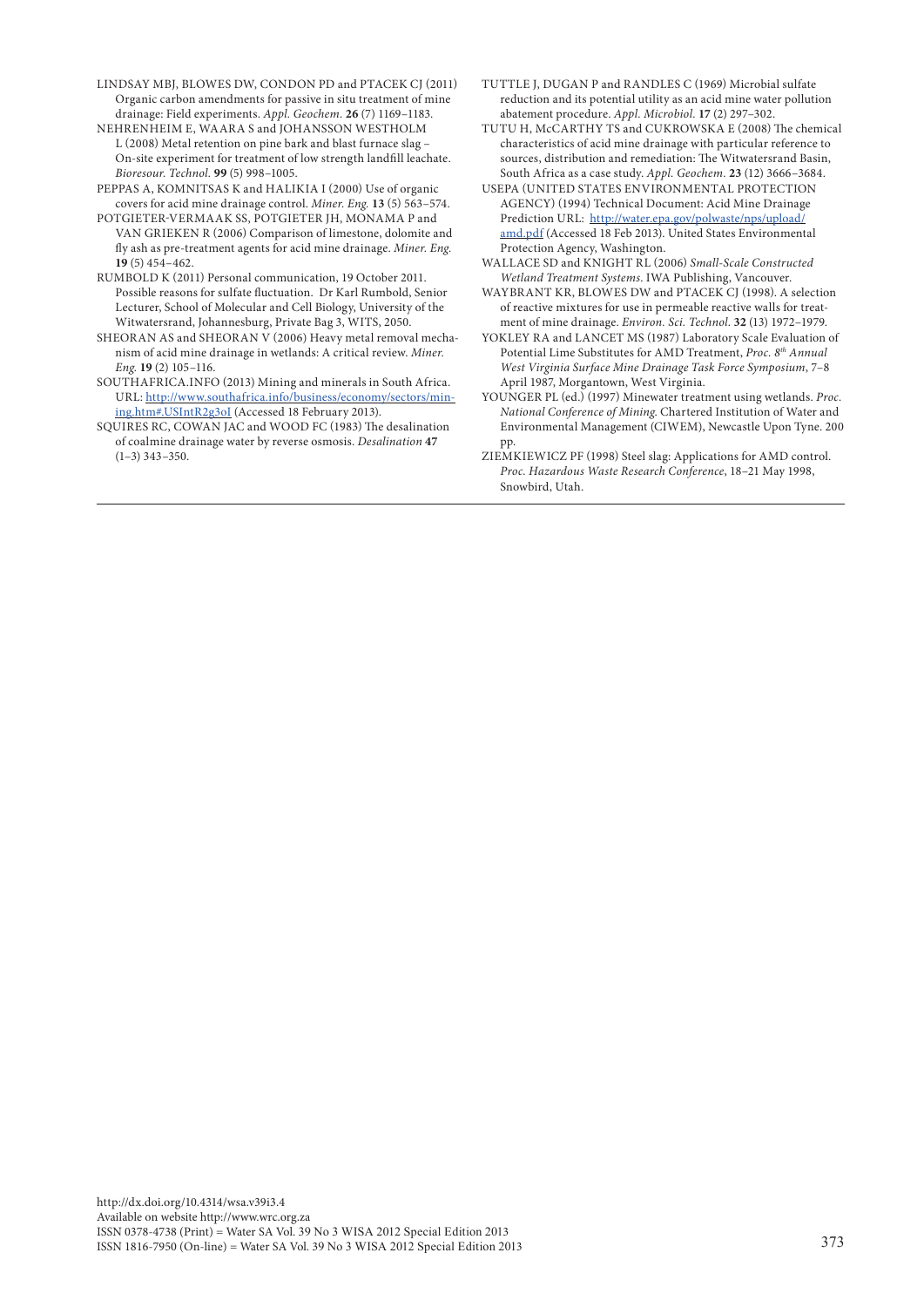LINDSAY MBJ, BLOWES DW, CONDON PD and PTACEK CJ (2011) Organic carbon amendments for passive in situ treatment of mine drainage: Field experiments. *Appl. Geochem.* **26** (7) 1169–1183.

NEHRENHEIM E, WAARA S and JOHANSSON WESTHOLM L (2008) Metal retention on pine bark and blast furnace slag – On-site experiment for treatment of low strength landfill leachate. *Bioresour. Technol.* **99** (5) 998–1005.

PEPPAS A, KOMNITSAS K and HALIKIA I (2000) Use of organic covers for acid mine drainage control. *Miner. Eng.* **13** (5) 563–574.

POTGIETER-VERMAAK SS, POTGIETER JH, MONAMA P and VAN GRIEKEN R (2006) Comparison of limestone, dolomite and fly ash as pre-treatment agents for acid mine drainage. *Miner. Eng.* **19** (5) 454–462.

RUMBOLD K (2011) Personal communication, 19 October 2011. Possible reasons for sulfate fluctuation. Dr Karl Rumbold, Senior Lecturer, School of Molecular and Cell Biology, University of the Witwatersrand, Johannesburg, Private Bag 3, WITS, 2050.

SHEORAN AS and SHEORAN V (2006) Heavy metal removal mechanism of acid mine drainage in wetlands: A critical review. *Miner. Eng.* **19** (2) 105–116.

SOUTHAFRICA.INFO (2013) Mining and minerals in South Africa. URL: http://www.southafrica.info/business/economy/sectors/mining.htm#.USIntR2g3oI (Accessed 18 February 2013).

SQUIRES RC, COWAN JAC and WOOD FC (1983) The desalination of coalmine drainage water by reverse osmosis. *Desalination* **47** (1–3) 343–350.

TUTTLE J, DUGAN P and RANDLES C (1969) Microbial sulfate reduction and its potential utility as an acid mine water pollution abatement procedure. *Appl. Microbiol.* **17** (2) 297–302.

TUTU H, McCARTHY TS and CUKROWSKA E (2008) The chemical characteristics of acid mine drainage with particular reference to sources, distribution and remediation: The Witwatersrand Basin, South Africa as a case study. *Appl. Geochem.* **23** (12) 3666–3684.

USEPA (UNITED STATES ENVIRONMENTAL PROTECTION AGENCY) (1994) Technical Document: Acid Mine Drainage Prediction URL: http://water.epa.gov/polwaste/nps/upload/amd.pdf (Accessed 18 Feb 2013). United States Environmental Protection Agency, Washington.

WALLACE SD and KNIGHT RL (2006) *Small-Scale Constructed Wetland Treatment Systems*. IWA Publishing, Vancouver.

WAYBRANT KR, BLOWES DW and PTACEK CJ (1998). A selection of reactive mixtures for use in permeable reactive walls for treatment of mine drainage. *Environ. Sci. Technol.* **32** (13) 1972–1979.

YOKLEY RA and LANCET MS (1987) Laboratory Scale Evaluation of Potential Lime Substitutes for AMD Treatment, *Proc. 8th Annual West Virginia Surface Mine Drainage Task Force Symposium*, 7–8 April 1987, Morgantown, West Virginia.

YOUNGER PL (ed.) (1997) Minewater treatment using wetlands. *Proc. National Conference of Mining*. Chartered Institution of Water and Environmental Management (CIWEM), Newcastle Upon Tyne. 200 pp.

ZIEMKIEWICZ PF (1998) Steel slag: Applications for AMD control. *Proc. Hazardous Waste Research Conference*, 18–21 May 1998, Snowbird, Utah.